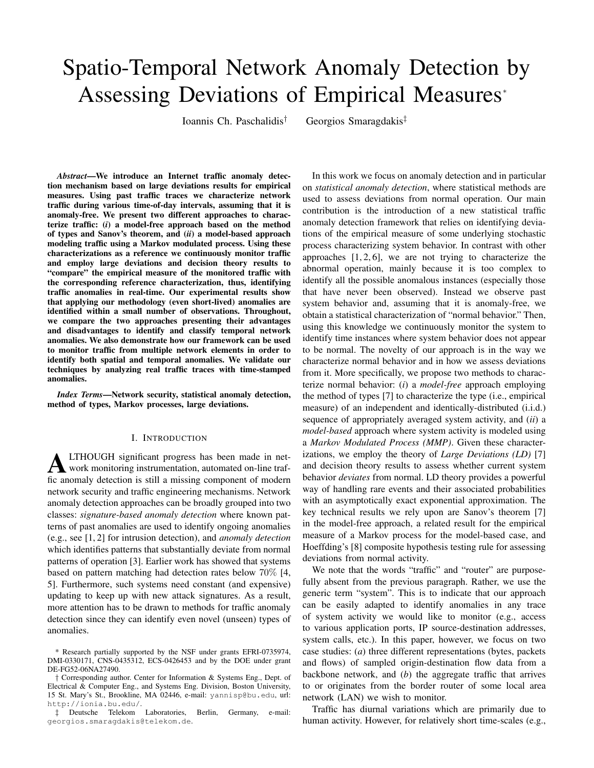# Spatio-Temporal Network Anomaly Detection by Assessing Deviations of Empirical Measures*

Ioannis Ch. Paschalidis† Georgios Smaragdakis‡

***Abstract*—We introduce an Internet traffic anomaly detection mechanism based on large deviations results for empirical measures. Using past traffic traces we characterize network traffic during various time-of-day intervals, assuming that it is anomaly-free. We present two different approaches to characterize traffic: (*i*) a model-free approach based on the method of types and Sanov's theorem, and (*ii*) a model-based approach modeling traffic using a Markov modulated process. Using these characterizations as a reference we continuously monitor traffic and employ large deviations and decision theory results to "compare" the empirical measure of the monitored traffic with the corresponding reference characterization, thus, identifying traffic anomalies in real-time. Our experimental results show that applying our methodology (even short-lived) anomalies are identified within a small number of observations. Throughout, we compare the two approaches presenting their advantages and disadvantages to identify and classify temporal network anomalies. We also demonstrate how our framework can be used to monitor traffic from multiple network elements in order to identify both spatial and temporal anomalies. We validate our techniques by analyzing real traffic traces with time-stamped anomalies.**

***Index Terms*—Network security, statistical anomaly detection, method of types, Markov processes, large deviations.**

## I. Introduction

Although significant progress has been made in network monitoring instrumentation, automated on-line traffic anomaly detection is still a missing component of modern network security and traffic engineering mechanisms. Network anomaly detection approaches can be broadly grouped into two classes: *signature-based anomaly detection* where known patterns of past anomalies are used to identify ongoing anomalies (e.g., see [1, 2] for intrusion detection), and *anomaly detection* which identifies patterns that substantially deviate from normal patterns of operation [3]. Earlier work has showed that systems based on pattern matching had detection rates below 70% [4, 5]. Furthermore, such systems need constant (and expensive) updating to keep up with new attack signatures. As a result, more attention has to be drawn to methods for traffic anomaly detection since they can identify even novel (unseen) types of anomalies.

In this work we focus on anomaly detection and in particular on *statistical anomaly detection*, where statistical methods are used to assess deviations from normal operation. Our main contribution is the introduction of a new statistical traffic anomaly detection framework that relies on identifying deviations of the empirical measure of some underlying stochastic process characterizing system behavior. In contrast with other approaches [1, 2, 6], we are not trying to characterize the abnormal operation, mainly because it is too complex to identify all the possible anomalous instances (especially those that have never been observed). Instead we observe past system behavior and, assuming that it is anomaly-free, we obtain a statistical characterization of "normal behavior." Then, using this knowledge we continuously monitor the system to identify time instances where system behavior does not appear to be normal. The novelty of our approach is in the way we characterize normal behavior and in how we assess deviations from it. More specifically, we propose two methods to characterize normal behavior: (*i*) a *model-free* approach employing the method of types [7] to characterize the type (i.e., empirical measure) of an independent and identically-distributed (i.i.d.) sequence of appropriately averaged system activity, and (*ii*) a *model-based* approach where system activity is modeled using a *Markov Modulated Process (MMP)*. Given these characterizations, we employ the theory of *Large Deviations (LD)* [7] and decision theory results to assess whether current system behavior *deviates* from normal. LD theory provides a powerful way of handling rare events and their associated probabilities with an asymptotically exact exponential approximation. The key technical results we rely upon are Sanov's theorem [7] in the model-free approach, a related result for the empirical measure of a Markov process for the model-based case, and Hoeffding's [8] composite hypothesis testing rule for assessing deviations from normal activity.

We note that the words "traffic" and "router" are purposefully absent from the previous paragraph. Rather, we use the generic term "system". This is to indicate that our approach can be easily adapted to identify anomalies in any trace of system activity we would like to monitor (e.g., access to various application ports, IP source-destination addresses, system calls, etc.). In this paper, however, we focus on two case studies: (*a*) three different representations (bytes, packets and flows) of sampled origin-destination flow data from a backbone network, and (*b*) the aggregate traffic that arrives to or originates from the border router of some local area network (LAN) we wish to monitor.

Traffic has diurnal variations which are primarily due to human activity. However, for relatively short time-scales (e.g.,

\* Research partially supported by the NSF under grants EFRI-0735974, DMI-0330171, CNS-0435312, ECS-0426453 and by the DOE under grant DE-FG52-06NA27490.

† Corresponding author. Center for Information & Systems Eng., Dept. of Electrical & Computer Eng., and Systems Eng. Division, Boston University, 15 St. Mary's St., Brookline, MA 02446, e-mail: yannisp@bu.edu, url: http://ionia.bu.edu/.

‡ Deutsche Telekom Laboratories, Berlin, Germany, e-mail: georgios.smaragdakis@telekom.de.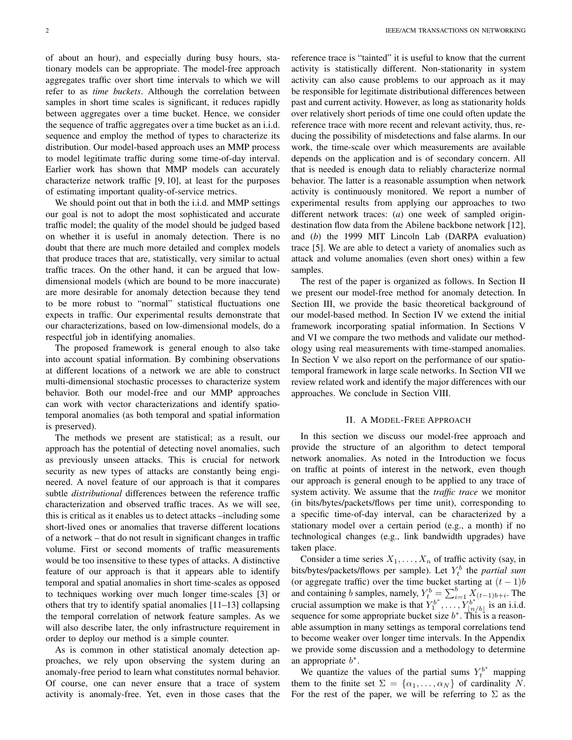of about an hour), and especially during busy hours, stationary models can be appropriate. The model-free approach aggregates traffic over short time intervals to which we will refer to as *time buckets*. Although the correlation between samples in short time scales is significant, it reduces rapidly between aggregates over a time bucket. Hence, we consider the sequence of traffic aggregates over a time bucket as an i.i.d. sequence and employ the method of types to characterize its distribution. Our model-based approach uses an MMP process to model legitimate traffic during some time-of-day interval. Earlier work has shown that MMP models can accurately characterize network traffic [9, 10], at least for the purposes of estimating important quality-of-service metrics.

We should point out that in both the i.i.d. and MMP settings our goal is not to adopt the most sophisticated and accurate traffic model; the quality of the model should be judged based on whether it is useful in anomaly detection. There is no doubt that there are much more detailed and complex models that produce traces that are, statistically, very similar to actual traffic traces. On the other hand, it can be argued that low-dimensional models (which are bound to be more inaccurate) are more desirable for anomaly detection because they tend to be more robust to "normal" statistical fluctuations one expects in traffic. Our experimental results demonstrate that our characterizations, based on low-dimensional models, do a respectful job in identifying anomalies.

The proposed framework is general enough to also take into account spatial information. By combining observations at different locations of a network we are able to construct multi-dimensional stochastic processes to characterize system behavior. Both our model-free and our MMP approaches can work with vector characterizations and identify spatio-temporal anomalies (as both temporal and spatial information is preserved).

The methods we present are statistical; as a result, our approach has the potential of detecting novel anomalies, such as previously unseen attacks. This is crucial for network security as new types of attacks are constantly being engineered. A novel feature of our approach is that it compares subtle *distributional* differences between the reference traffic characterization and observed traffic traces. As we will see, this is critical as it enables us to detect attacks –including some short-lived ones or anomalies that traverse different locations of a network – that do not result in significant changes in traffic volume. First or second moments of traffic measurements would be too insensitive to these types of attacks. A distinctive feature of our approach is that it appears able to identify temporal and spatial anomalies in short time-scales as opposed to techniques working over much longer time-scales [3] or others that try to identify spatial anomalies [11–13] collapsing the temporal correlation of network feature samples. As we will also describe later, the only infrastructure requirement in order to deploy our method is a simple counter.

As is common in other statistical anomaly detection approaches, we rely upon observing the system during an anomaly-free period to learn what constitutes normal behavior. Of course, one can never ensure that a trace of system activity is anomaly-free. Yet, even in those cases that the reference trace is "tainted" it is useful to know that the current activity is statistically different. Non-stationarity in system activity can also cause problems to our approach as it may be responsible for legitimate distributional differences between past and current activity. However, as long as stationarity holds over relatively short periods of time one could often update the reference trace with more recent and relevant activity, thus, reducing the possibility of misdetections and false alarms. In our work, the time-scale over which measurements are available depends on the application and is of secondary concern. All that is needed is enough data to reliably characterize normal behavior. The latter is a reasonable assumption when network activity is continuously monitored. We report a number of experimental results from applying our approaches to two different network traces: (*a*) one week of sampled origin-destination flow data from the Abilene backbone network [12], and (*b*) the 1999 MIT Lincoln Lab (DARPA evaluation) trace [5]. We are able to detect a variety of anomalies such as attack and volume anomalies (even short ones) within a few samples.

The rest of the paper is organized as follows. In Section II we present our model-free method for anomaly detection. In Section III, we provide the basic theoretical background of our model-based method. In Section IV we extend the initial framework incorporating spatial information. In Sections V and VI we compare the two methods and validate our methodology using real measurements with time-stamped anomalies. In Section V we also report on the performance of our spatio-temporal framework in large scale networks. In Section VII we review related work and identify the major differences with our approaches. We conclude in Section VIII.

## II. A Model-Free Approach

In this section we discuss our model-free approach and provide the structure of an algorithm to detect temporal network anomalies. As noted in the Introduction we focus on traffic at points of interest in the network, even though our approach is general enough to be applied to any trace of system activity. We assume that the *traffic trace* we monitor (in bits/bytes/packets/flows per time unit), corresponding to a specific time-of-day interval, can be characterized by a stationary model over a certain period (e.g., a month) if no technological changes (e.g., link bandwidth upgrades) have taken place.

Consider a time series $X_1, \ldots, X_n$ of traffic activity (say, in bits/bytes/packets/flows per sample). Let $Y_t^b$ the *partial sum* (or aggregate traffic) over the time bucket starting at $(t-1)b$ and containing $b$ samples, namely, $Y_t^b = \sum_{i=1}^{b} X_{(t-1)b+i}$. The crucial assumption we make is that $Y_1^{b^*}, \ldots, Y_{\lfloor n/b \rfloor}^{b^*}$ is an i.i.d. sequence for some appropriate bucket size $b^*$. This is a reasonable assumption in many settings as temporal correlations tend to become weaker over longer time intervals. In the Appendix we provide some discussion and a methodology to determine an appropriate $b^*$.

We quantize the values of the partial sums $Y_t^{b^*}$ mapping them to the finite set $\Sigma = \{\alpha_1, \ldots, \alpha_N\}$ of cardinality $N$. For the rest of the paper, we will be referring to $\Sigma$ as the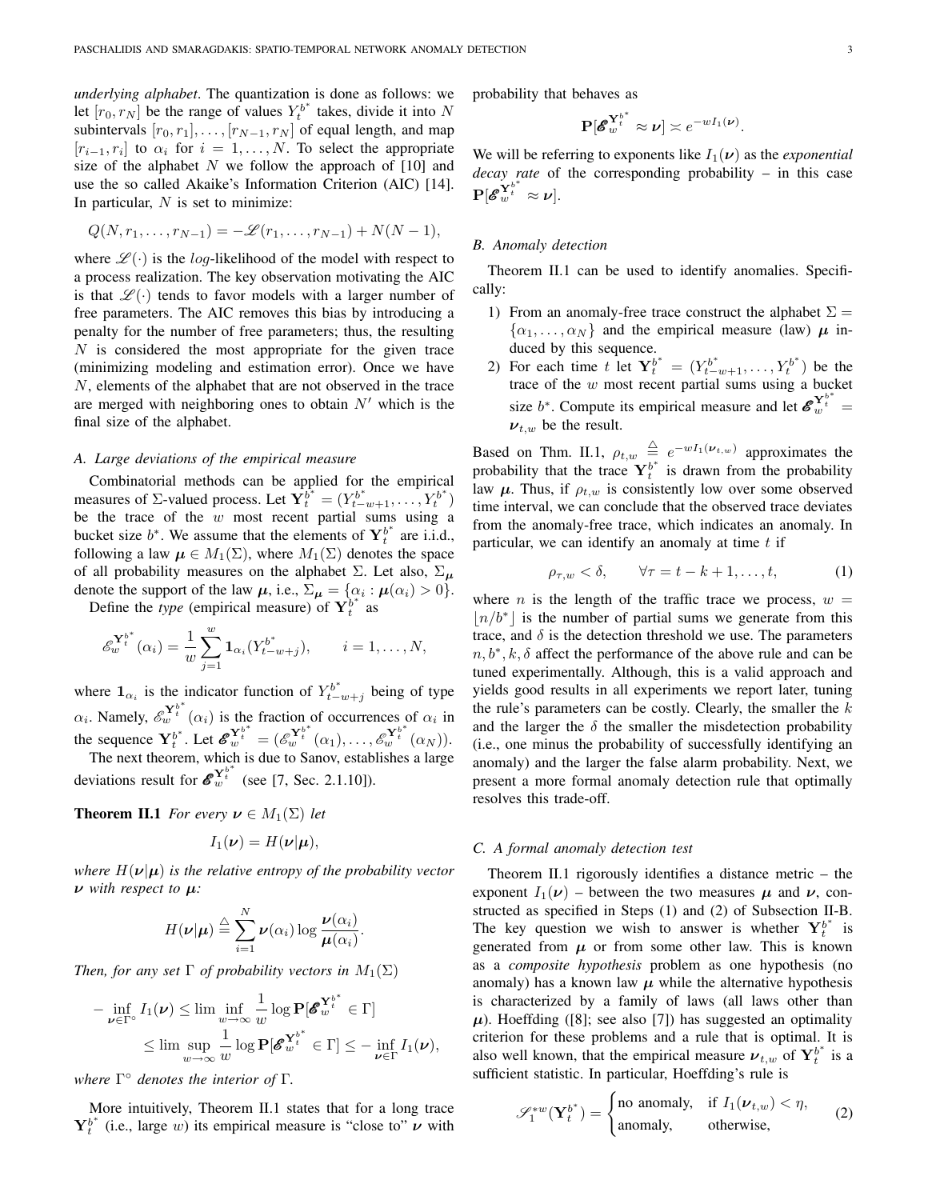*underlying alphabet*. The quantization is done as follows: we let $[r_0, r_N]$ be the range of values $Y_t^{b^*}$ takes, divide it into $N$ subintervals $[r_0, r_1], \ldots, [r_{N-1}, r_N]$ of equal length, and map $[r_{i-1}, r_i]$ to $\alpha_i$ for $i = 1, \ldots, N$. To select the appropriate size of the alphabet $N$ we follow the approach of [10] and use the so called Akaike's Information Criterion (AIC) [14]. In particular, $N$ is set to minimize:

$$Q(N, r_1, \ldots, r_{N-1}) = -\mathscr{L}(r_1, \ldots, r_{N-1}) + N(N-1),$$

where $\mathscr{L}(\cdot)$ is the *log*-likelihood of the model with respect to a process realization. The key observation motivating the AIC is that $\mathscr{L}(\cdot)$ tends to favor models with a larger number of free parameters. The AIC removes this bias by introducing a penalty for the number of free parameters; thus, the resulting $N$ is considered the most appropriate for the given trace (minimizing modeling and estimation error). Once we have $N$, elements of the alphabet that are not observed in the trace are merged with neighboring ones to obtain $N'$ which is the final size of the alphabet.

### A. Large deviations of the empirical measure

Combinatorial methods can be applied for the empirical measures of $\Sigma$-valued process. Let $\mathbf{Y}_t^{b^*} = (Y_{t-w+1}^{b^*}, \ldots, Y_t^{b^*})$ be the trace of the $w$ most recent partial sums using a bucket size $b^*$. We assume that the elements of $\mathbf{Y}_t^{b^*}$ are i.i.d., following a law $\boldsymbol{\mu} \in M_1(\Sigma)$, where $M_1(\Sigma)$ denotes the space of all probability measures on the alphabet $\Sigma$. Let also, $\Sigma_{\boldsymbol{\mu}}$ denote the support of the law $\boldsymbol{\mu}$, i.e., $\Sigma_{\boldsymbol{\mu}} = \{\alpha_i : \boldsymbol{\mu}(\alpha_i) > 0\}$.

Define the *type* (empirical measure) of $\mathbf{Y}_t^{b^*}$ as

$$\mathscr{E}_w^{\mathbf{Y}_t^{b^*}}(\alpha_i) = \frac{1}{w}\sum_{j=1}^{w} \mathbf{1}_{\alpha_i}(Y_{t-w+j}^{b^*}), \qquad i = 1, \ldots, N,$$

where $\mathbf{1}_{\alpha_i}$ is the indicator function of $Y_{t-w+j}^{b^*}$ being of type $\alpha_i$. Namely, $\mathscr{E}_w^{\mathbf{Y}_t^{b^*}}(\alpha_i)$ is the fraction of occurrences of $\alpha_i$ in the sequence $\mathbf{Y}_t^{b^*}$. Let $\boldsymbol{\mathscr{E}}_w^{\mathbf{Y}_t^{b^*}} = (\mathscr{E}_w^{\mathbf{Y}_t^{b^*}}(\alpha_1), \ldots, \mathscr{E}_w^{\mathbf{Y}_t^{b^*}}(\alpha_N))$.

The next theorem, which is due to Sanov, establishes a large deviations result for $\boldsymbol{\mathscr{E}}_w^{\mathbf{Y}_t^{b^*}}$ (see [7, Sec. 2.1.10]).

**Theorem II.1** *For every $\boldsymbol{\nu} \in M_1(\Sigma)$ let*

$$I_1(\boldsymbol{\nu}) = H(\boldsymbol{\nu}|\boldsymbol{\mu}),$$

*where $H(\boldsymbol{\nu}|\boldsymbol{\mu})$ is the relative entropy of the probability vector $\boldsymbol{\nu}$ with respect to $\boldsymbol{\mu}$:*

$$H(\boldsymbol{\nu}|\boldsymbol{\mu}) \stackrel{\triangle}{=} \sum_{i=1}^{N} \boldsymbol{\nu}(\alpha_i) \log \frac{\boldsymbol{\nu}(\alpha_i)}{\boldsymbol{\mu}(\alpha_i)}.$$

*Then, for any set $\Gamma$ of probability vectors in $M_1(\Sigma)$*

$$\begin{aligned}
-\inf_{\boldsymbol{\nu}\in\Gamma^\circ} I_1(\boldsymbol{\nu}) &\leq \lim\inf_{w\to\infty} \frac{1}{w} \log \mathbf{P}[\boldsymbol{\mathscr{E}}_w^{\mathbf{Y}_t^{b^*}} \in \Gamma] \\
&\leq \lim\sup_{w\to\infty} \frac{1}{w} \log \mathbf{P}[\boldsymbol{\mathscr{E}}_w^{\mathbf{Y}_t^{b^*}} \in \Gamma] \leq -\inf_{\boldsymbol{\nu}\in\Gamma} I_1(\boldsymbol{\nu}),
\end{aligned}$$

*where $\Gamma^\circ$ denotes the interior of $\Gamma$.*

More intuitively, Theorem II.1 states that for a long trace $\mathbf{Y}_t^{b^*}$ (i.e., large $w$) its empirical measure is "close to" $\boldsymbol{\nu}$ with probability that behaves as

$$\mathbf{P}[\boldsymbol{\mathscr{E}}_w^{\mathbf{Y}_t^{b^*}} \approx \boldsymbol{\nu}] \asymp e^{-wI_1(\boldsymbol{\nu})}.$$

We will be referring to exponents like $I_1(\boldsymbol{\nu})$ as the *exponential decay rate* of the corresponding probability – in this case $\mathbf{P}[\boldsymbol{\mathscr{E}}_w^{\mathbf{Y}_t^{b^*}} \approx \boldsymbol{\nu}]$.

### B. Anomaly detection

Theorem II.1 can be used to identify anomalies. Specifically:

1) From an anomaly-free trace construct the alphabet $\Sigma = \{\alpha_1, \ldots, \alpha_N\}$ and the empirical measure (law) $\boldsymbol{\mu}$ induced by this sequence.
2) For each time $t$ let $\mathbf{Y}_t^{b^*} = (Y_{t-w+1}^{b^*}, \ldots, Y_t^{b^*})$ be the trace of the $w$ most recent partial sums using a bucket size $b^*$. Compute its empirical measure and let $\boldsymbol{\mathscr{E}}_w^{\mathbf{Y}_t^{b^*}} = \boldsymbol{\nu}_{t,w}$ be the result.

Based on Thm. II.1, $\rho_{t,w} \stackrel{\triangle}{=} e^{-wI_1(\boldsymbol{\nu}_{t,w})}$ approximates the probability that the trace $\mathbf{Y}_t^{b^*}$ is drawn from the probability law $\boldsymbol{\mu}$. Thus, if $\rho_{t,w}$ is consistently low over some observed time interval, we can conclude that the observed trace deviates from the anomaly-free trace, which indicates an anomaly. In particular, we can identify an anomaly at time $t$ if

$$\rho_{\tau,w} < \delta, \qquad \forall \tau = t-k+1, \ldots, t, \tag{1}$$

where $n$ is the length of the traffic trace we process, $w = \lfloor n/b^* \rfloor$ is the number of partial sums we generate from this trace, and $\delta$ is the detection threshold we use. The parameters $n, b^*, k, \delta$ affect the performance of the above rule and can be tuned experimentally. Although, this is a valid approach and yields good results in all experiments we report later, tuning the rule's parameters can be costly. Clearly, the smaller the $k$ and the larger the $\delta$ the smaller the misdetection probability (i.e., one minus the probability of successfully identifying an anomaly) and the larger the false alarm probability. Next, we present a more formal anomaly detection rule that optimally resolves this trade-off.

### C. A formal anomaly detection test

Theorem II.1 rigorously identifies a distance metric – the exponent $I_1(\boldsymbol{\nu})$ – between the two measures $\boldsymbol{\mu}$ and $\boldsymbol{\nu}$, constructed as specified in Steps (1) and (2) of Subsection II-B. The key question we wish to answer is whether $\mathbf{Y}_t^{b^*}$ is generated from $\boldsymbol{\mu}$ or from some other law. This is known as a *composite hypothesis* problem as one hypothesis (no anomaly) has a known law $\boldsymbol{\mu}$ while the alternative hypothesis is characterized by a family of laws (all laws other than $\boldsymbol{\mu}$). Hoeffding ([8]; see also [7]) has suggested an optimality criterion for these problems and a rule that is optimal. It is also well known, that the empirical measure $\boldsymbol{\nu}_{t,w}$ of $\mathbf{Y}_t^{b^*}$ is a sufficient statistic. In particular, Hoeffding's rule is

$$\mathscr{S}_1^{*w}(\mathbf{Y}_t^{b^*}) = \begin{cases} \text{no anomaly}, & \text{if } I_1(\boldsymbol{\nu}_{t,w}) < \eta, \\ \text{anomaly}, & \text{otherwise}, \end{cases} \tag{2}$$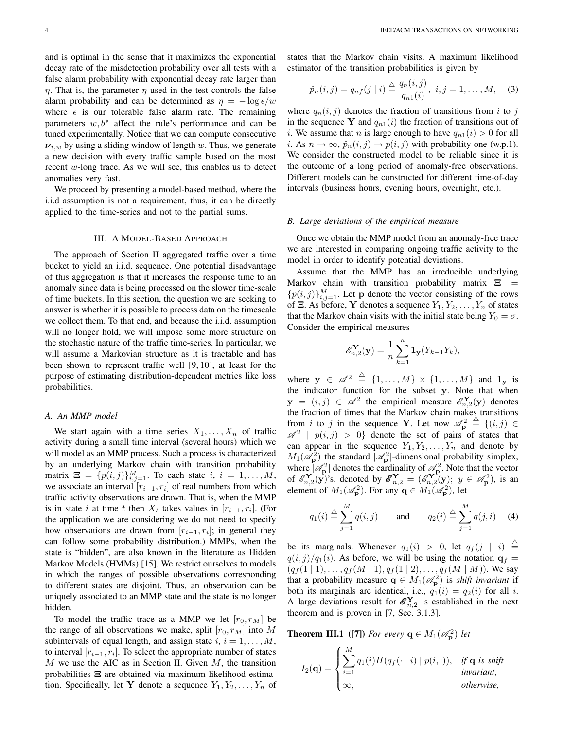and is optimal in the sense that it maximizes the exponential decay rate of the misdetection probability over all tests with a false alarm probability with exponential decay rate larger than $\eta$. That is, the parameter $\eta$ used in the test controls the false alarm probability and can be determined as $\eta = -\log \epsilon / w$ where $\epsilon$ is our tolerable false alarm rate. The remaining parameters $w, b^*$ affect the rule's performance and can be tuned experimentally. Notice that we can compute consecutive $\boldsymbol{\nu}_{t,w}$ by using a sliding window of length $w$. Thus, we generate a new decision with every traffic sample based on the most recent $w$-long trace. As we will see, this enables us to detect anomalies very fast.

We proceed by presenting a model-based method, where the i.i.d assumption is not a requirement, thus, it can be directly applied to the time-series and not to the partial sums.

## III. A Model-Based Approach

The approach of Section II aggregated traffic over a time bucket to yield an i.i.d. sequence. One potential disadvantage of this aggregation is that it increases the response time to an anomaly since data is being processed on the slower time-scale of time buckets. In this section, the question we are seeking to answer is whether it is possible to process data on the timescale we collect them. To that end, and because the i.i.d. assumption will no longer hold, we will impose some more structure on the stochastic nature of the traffic time-series. In particular, we will assume a Markovian structure as it is tractable and has been shown to represent traffic well [9, 10], at least for the purpose of estimating distribution-dependent metrics like loss probabilities.

### A. An MMP model

We start again with a time series $X_1, \ldots, X_n$ of traffic activity during a small time interval (several hours) which we will model as an MMP process. Such a process is characterized by an underlying Markov chain with transition probability matrix $\boldsymbol{\Xi} = \{p(i,j)\}_{i,j=1}^{M}$. To each state $i$, $i = 1, \ldots, M$, we associate an interval $[r_{i-1}, r_i]$ of real numbers from which traffic activity observations are drawn. That is, when the MMP is in state $i$ at time $t$ then $X_t$ takes values in $[r_{i-1}, r_i]$. (For the application we are considering we do not need to specify how observations are drawn from $[r_{i-1}, r_i]$; in general they can follow some probability distribution.) MMPs, when the state is "hidden", are also known in the literature as Hidden Markov Models (HMMs) [15]. We restrict ourselves to models in which the ranges of possible observations corresponding to different states are disjoint. Thus, an observation can be uniquely associated to an MMP state and the state is no longer hidden.

To model the traffic trace as a MMP we let $[r_0, r_M]$ be the range of all observations we make, split $[r_0, r_M]$ into $M$ subintervals of equal length, and assign state $i$, $i = 1, \ldots, M$, to interval $[r_{i-1}, r_i]$. To select the appropriate number of states $M$ we use the AIC as in Section II. Given $M$, the transition probabilities $\boldsymbol{\Xi}$ are obtained via maximum likelihood estimation. Specifically, let $\mathbf{Y}$ denote a sequence $Y_1, Y_2, \ldots, Y_n$ of states that the Markov chain visits. A maximum likelihood estimator of the transition probabilities is given by

$$\hat{p}_n(i,j) = q_{nf}(j \mid i) \triangleq \frac{q_n(i,j)}{q_{n1}(i)}, \; i,j = 1, \ldots, M, \quad (3)$$

where $q_n(i,j)$ denotes the fraction of transitions from $i$ to $j$ in the sequence $\mathbf{Y}$ and $q_{n1}(i)$ the fraction of transitions out of $i$. We assume that $n$ is large enough to have $q_{n1}(i) > 0$ for all $i$. As $n \to \infty$, $\hat{p}_n(i,j) \to p(i,j)$ with probability one (w.p.1). We consider the constructed model to be reliable since it is the outcome of a long period of anomaly-free observations. Different models can be constructed for different time-of-day intervals (business hours, evening hours, overnight, etc.).

### B. Large deviations of the empirical measure

Once we obtain the MMP model from an anomaly-free trace we are interested in comparing ongoing traffic activity to the model in order to identify potential deviations.

Assume that the MMP has an irreducible underlying Markov chain with transition probability matrix $\boldsymbol{\Xi} = \{p(i,j)\}_{i,j=1}^{M}$. Let $\mathbf{p}$ denote the vector consisting of the rows of $\boldsymbol{\Xi}$. As before, $\mathbf{Y}$ denotes a sequence $Y_1, Y_2, \ldots, Y_n$ of states that the Markov chain visits with the initial state being $Y_0 = \sigma$. Consider the empirical measures

$$\mathscr{E}_{n,2}^{\mathbf{Y}}(\mathbf{y}) = \frac{1}{n} \sum_{k=1}^{n} \mathbf{1}_{\mathbf{y}}(Y_{k-1}Y_k),$$

where $\mathbf{y} \in \mathscr{A}^2 \triangleq \{1, \ldots, M\} \times \{1, \ldots, M\}$ and $\mathbf{1}_{\mathbf{y}}$ is the indicator function for the subset $\mathbf{y}$. Note that when $\mathbf{y} = (i,j) \in \mathscr{A}^2$ the empirical measure $\mathscr{E}_{n,2}^{\mathbf{Y}}(\mathbf{y})$ denotes the fraction of times that the Markov chain makes transitions from $i$ to $j$ in the sequence $\mathbf{Y}$. Let now $\mathscr{A}_{\mathbf{p}}^2 \triangleq \{(i,j) \in \mathscr{A}^2 \mid p(i,j) > 0\}$ denote the set of pairs of states that can appear in the sequence $Y_1, Y_2, \ldots, Y_n$ and denote by $M_1(\mathscr{A}_{\mathbf{p}}^2)$ the standard $|\mathscr{A}_{\mathbf{p}}^2|$-dimensional probability simplex, where $|\mathscr{A}_{\mathbf{p}}^2|$ denotes the cardinality of $\mathscr{A}_{\mathbf{p}}^2$. Note that the vector of $\mathscr{E}_{n,2}^{\mathbf{Y}}(\mathbf{y})$'s, denoted by $\boldsymbol{\mathscr{E}}_{n,2}^{\mathbf{Y}} = (\mathscr{E}_{n,2}^{\mathbf{Y}}(\mathbf{y});\; \mathbf{y} \in \mathscr{A}_{\mathbf{p}}^2)$, is an element of $M_1(\mathscr{A}_{\mathbf{p}}^2)$. For any $\mathbf{q} \in M_1(\mathscr{A}_{\mathbf{p}}^2)$, let

$$q_1(i) \triangleq \sum_{j=1}^{M} q(i,j) \qquad \text{and} \qquad q_2(i) \triangleq \sum_{j=1}^{M} q(j,i) \quad (4)$$

be its marginals. Whenever $q_1(i) > 0$, let $q_f(j \mid i) \triangleq q(i,j)/q_1(i)$. As before, we will be using the notation $\mathbf{q}_f = (q_f(1 \mid 1), \ldots, q_f(M \mid 1), q_f(1 \mid 2), \ldots, q_f(M \mid M))$. We say that a probability measure $\mathbf{q} \in M_1(\mathscr{A}_{\mathbf{p}}^2)$ is *shift invariant* if both its marginals are identical, i.e., $q_1(i) = q_2(i)$ for all $i$. A large deviations result for $\boldsymbol{\mathscr{E}}_{n,2}^{\mathbf{Y}}$ is established in the next theorem and is proven in [7, Sec. 3.1.3].

**Theorem III.1 ([7])** *For every $\mathbf{q} \in M_1(\mathscr{A}_{\mathbf{p}}^2)$ let*

$$I_2(\mathbf{q}) = \begin{cases} \sum_{i=1}^{M} q_1(i) H(q_f(\cdot \mid i) \mid p(i,\cdot)), & \textit{if } \mathbf{q} \textit{ is shift invariant}, \\ \infty, & \textit{otherwise,} \end{cases}$$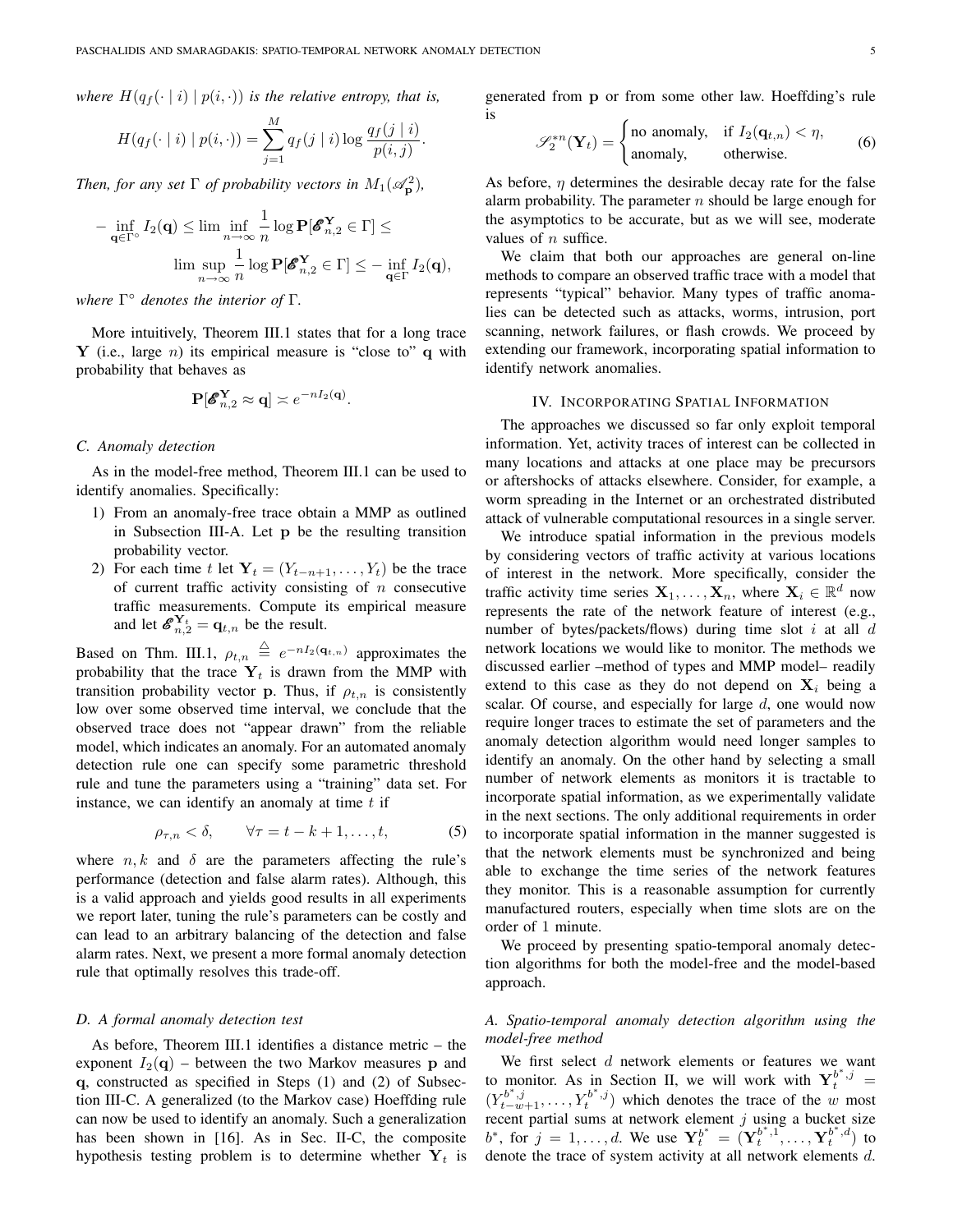*where $H(q_f(\cdot \mid i) \mid p(i,\cdot))$ is the relative entropy, that is,*

$$H(q_f(\cdot \mid i) \mid p(i,\cdot)) = \sum_{j=1}^{M} q_f(j \mid i) \log \frac{q_f(j \mid i)}{p(i,j)}.$$

*Then, for any set $\Gamma$ of probability vectors in $M_1(\mathscr{A}^2_{\mathbf{p}})$,*

$$-\inf_{\mathbf{q}\in\Gamma^\circ} I_2(\mathbf{q}) \leq \liminf_{n\to\infty} \frac{1}{n} \log \mathbf{P}[\mathscr{E}^{\mathbf{Y}}_{n,2} \in \Gamma] \leq \limsup_{n\to\infty} \frac{1}{n} \log \mathbf{P}[\mathscr{E}^{\mathbf{Y}}_{n,2} \in \Gamma] \leq -\inf_{\mathbf{q}\in\Gamma} I_2(\mathbf{q}),$$

*where $\Gamma^\circ$ denotes the interior of $\Gamma$.*

More intuitively, Theorem III.1 states that for a long trace $\mathbf{Y}$ (i.e., large $n$) its empirical measure is "close to" $\mathbf{q}$ with probability that behaves as

$$\mathbf{P}[\mathscr{E}^{\mathbf{Y}}_{n,2} \approx \mathbf{q}] \asymp e^{-nI_2(\mathbf{q})}.$$

### C. Anomaly detection

As in the model-free method, Theorem III.1 can be used to identify anomalies. Specifically:

1) From an anomaly-free trace obtain a MMP as outlined in Subsection III-A. Let $\mathbf{p}$ be the resulting transition probability vector.
2) For each time $t$ let $\mathbf{Y}_t = (Y_{t-n+1}, \ldots, Y_t)$ be the trace of current traffic activity consisting of $n$ consecutive traffic measurements. Compute its empirical measure and let $\mathscr{E}^{\mathbf{Y}_t}_{n,2} = \mathbf{q}_{t,n}$ be the result.

Based on Thm. III.1, $\rho_{t,n} \triangleq e^{-nI_2(\mathbf{q}_{t,n})}$ approximates the probability that the trace $\mathbf{Y}_t$ is drawn from the MMP with transition probability vector $\mathbf{p}$. Thus, if $\rho_{t,n}$ is consistently low over some observed time interval, we conclude that the observed trace does not "appear drawn" from the reliable model, which indicates an anomaly. For an automated anomaly detection rule one can specify some parametric threshold rule and tune the parameters using a "training" data set. For instance, we can identify an anomaly at time $t$ if

$$\rho_{\tau,n} < \delta, \qquad \forall \tau = t-k+1, \ldots, t, \tag{5}$$

where $n, k$ and $\delta$ are the parameters affecting the rule's performance (detection and false alarm rates). Although, this is a valid approach and yields good results in all experiments we report later, tuning the rule's parameters can be costly and can lead to an arbitrary balancing of the detection and false alarm rates. Next, we present a more formal anomaly detection rule that optimally resolves this trade-off.

### D. A formal anomaly detection test

As before, Theorem III.1 identifies a distance metric – the exponent $I_2(\mathbf{q})$ – between the two Markov measures $\mathbf{p}$ and $\mathbf{q}$, constructed as specified in Steps (1) and (2) of Subsection III-C. A generalized (to the Markov case) Hoeffding rule can now be used to identify an anomaly. Such a generalization has been shown in [16]. As in Sec. II-C, the composite hypothesis testing problem is to determine whether $\mathbf{Y}_t$ is generated from $\mathbf{p}$ or from some other law. Hoeffding's rule is

$$\mathscr{S}^{*n}_2(\mathbf{Y}_t) = \begin{cases} \text{no anomaly}, & \text{if } I_2(\mathbf{q}_{t,n}) < \eta, \\ \text{anomaly}, & \text{otherwise.} \end{cases} \tag{6}$$

As before, $\eta$ determines the desirable decay rate for the false alarm probability. The parameter $n$ should be large enough for the asymptotics to be accurate, but as we will see, moderate values of $n$ suffice.

We claim that both our approaches are general on-line methods to compare an observed traffic trace with a model that represents "typical" behavior. Many types of traffic anomalies can be detected such as attacks, worms, intrusion, port scanning, network failures, or flash crowds. We proceed by extending our framework, incorporating spatial information to identify network anomalies.

## IV. Incorporating Spatial Information

The approaches we discussed so far only exploit temporal information. Yet, activity traces of interest can be collected in many locations and attacks at one place may be precursors or aftershocks of attacks elsewhere. Consider, for example, a worm spreading in the Internet or an orchestrated distributed attack of vulnerable computational resources in a single server.

We introduce spatial information in the previous models by considering vectors of traffic activity at various locations of interest in the network. More specifically, consider the traffic activity time series $\mathbf{X}_1, \ldots, \mathbf{X}_n$, where $\mathbf{X}_i \in \mathbb{R}^d$ now represents the rate of the network feature of interest (e.g., number of bytes/packets/flows) during time slot $i$ at all $d$ network locations we would like to monitor. The methods we discussed earlier –method of types and MMP model– readily extend to this case as they do not depend on $\mathbf{X}_i$ being a scalar. Of course, and especially for large $d$, one would now require longer traces to estimate the set of parameters and the anomaly detection algorithm would need longer samples to identify an anomaly. On the other hand by selecting a small number of network elements as monitors it is tractable to incorporate spatial information, as we experimentally validate in the next sections. The only additional requirements in order to incorporate spatial information in the manner suggested is that the network elements must be synchronized and being able to exchange the time series of the network features they monitor. This is a reasonable assumption for currently manufactured routers, especially when time slots are on the order of 1 minute.

We proceed by presenting spatio-temporal anomaly detection algorithms for both the model-free and the model-based approach.

### A. Spatio-temporal anomaly detection algorithm using the model-free method

We first select $d$ network elements or features we want to monitor. As in Section II, we will work with $\mathbf{Y}^{b^*,j}_t = (Y^{b^*,j}_{t-w+1}, \ldots, Y^{b^*,j}_t)$ which denotes the trace of the $w$ most recent partial sums at network element $j$ using a bucket size $b^*$, for $j = 1, \ldots, d$. We use $\mathbf{Y}^{b^*}_t = (\mathbf{Y}^{b^*,1}_t, \ldots, \mathbf{Y}^{b^*,d}_t)$ to denote the trace of system activity at all network elements $d$.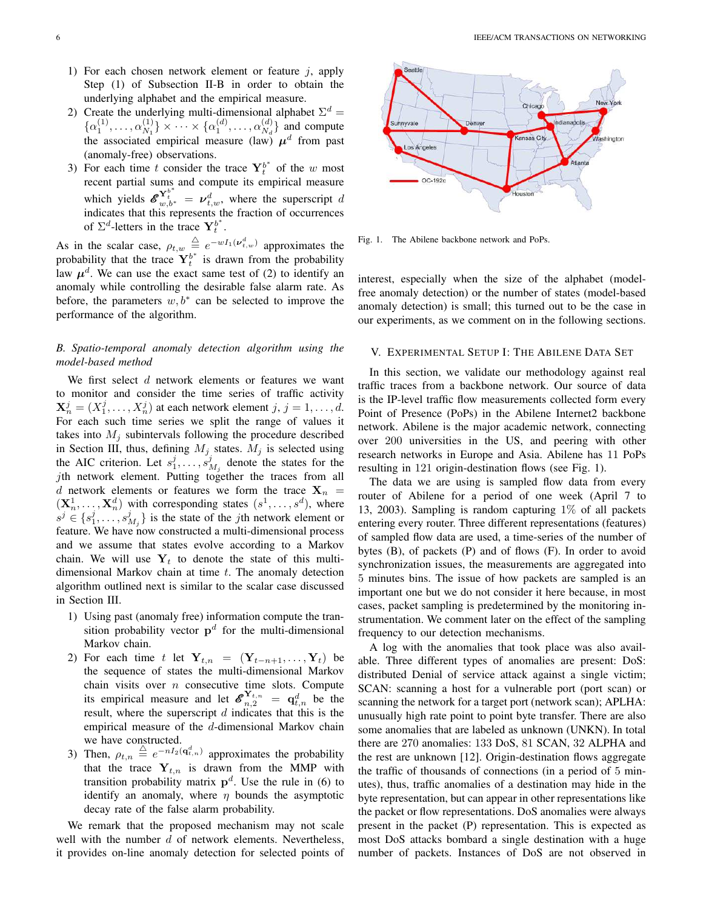1) For each chosen network element or feature $j$, apply Step (1) of Subsection II-B in order to obtain the underlying alphabet and the empirical measure.
2) Create the underlying multi-dimensional alphabet $\Sigma^d = \{\alpha_1^{(1)}, \ldots, \alpha_{N_1}^{(1)}\} \times \cdots \times \{\alpha_1^{(d)}, \ldots, \alpha_{N_d}^{(d)}\}$ and compute the associated empirical measure (law) $\boldsymbol{\mu}^d$ from past (anomaly-free) observations.
3) For each time $t$ consider the trace $\mathbf{Y}_t^{b^*}$ of the $w$ most recent partial sums and compute its empirical measure which yields $\mathscr{E}_{w,b^*}^{\mathbf{Y}_t^{b^*}} = \boldsymbol{\nu}_{t,w}^d$, where the superscript $d$ indicates that this represents the fraction of occurrences of $\Sigma^d$-letters in the trace $\mathbf{Y}_t^{b^*}$.

As in the scalar case, $\rho_{t,w} \triangleq e^{-wI_1(\boldsymbol{\nu}_{t,w}^d)}$ approximates the probability that the trace $\mathbf{Y}_t^{b^*}$ is drawn from the probability law $\boldsymbol{\mu}^d$. We can use the exact same test of (2) to identify an anomaly while controlling the desirable false alarm rate. As before, the parameters $w, b^*$ can be selected to improve the performance of the algorithm.

### B. Spatio-temporal anomaly detection algorithm using the model-based method

We first select $d$ network elements or features we want to monitor and consider the time series of traffic activity $\mathbf{X}_n^j = (X_1^j, \ldots, X_n^j)$ at each network element $j$, $j = 1, \ldots, d$. For each such time series we split the range of values it takes into $M_j$ subintervals following the procedure described in Section III, thus, defining $M_j$ states. $M_j$ is selected using the AIC criterion. Let $s_1^j, \ldots, s_{M_j}^j$ denote the states for the $j$th network element. Putting together the traces from all $d$ network elements or features we form the trace $\mathbf{X}_n = (\mathbf{X}_n^1, \ldots, \mathbf{X}_n^d)$ with corresponding states $(s^1, \ldots, s^d)$, where $s^j \in \{s_1^j, \ldots, s_{M_j}^j\}$ is the state of the $j$th network element or feature. We have now constructed a multi-dimensional process and we assume that states evolve according to a Markov chain. We will use $\mathbf{Y}_t$ to denote the state of this multi-dimensional Markov chain at time $t$. The anomaly detection algorithm outlined next is similar to the scalar case discussed in Section III.

1) Using past (anomaly free) information compute the transition probability vector $\mathbf{p}^d$ for the multi-dimensional Markov chain.
2) For each time $t$ let $\mathbf{Y}_{t,n} = (\mathbf{Y}_{t-n+1}, \ldots, \mathbf{Y}_t)$ be the sequence of states the multi-dimensional Markov chain visits over $n$ consecutive time slots. Compute its empirical measure and let $\mathscr{E}_{n,2}^{\mathbf{Y}_{t,n}} = \mathbf{q}_{t,n}^d$ be the result, where the superscript $d$ indicates that this is the empirical measure of the $d$-dimensional Markov chain we have constructed.
3) Then, $\rho_{t,n} \triangleq e^{-nI_2(\mathbf{q}_{t,n}^d)}$ approximates the probability that the trace $\mathbf{Y}_{t,n}$ is drawn from the MMP with transition probability matrix $\mathbf{p}^d$. Use the rule in (6) to identify an anomaly, where $\eta$ bounds the asymptotic decay rate of the false alarm probability.

We remark that the proposed mechanism may not scale well with the number $d$ of network elements. Nevertheless, it provides on-line anomaly detection for selected points of interest, especially when the size of the alphabet (model-free anomaly detection) or the number of states (model-based anomaly detection) is small; this turned out to be the case in our experiments, as we comment on in the following sections.

Fig. 1. The Abilene backbone network and PoPs.

## V. Experimental Setup I: The Abilene Data Set

In this section, we validate our methodology against real traffic traces from a backbone network. Our source of data is the IP-level traffic flow measurements collected form every Point of Presence (PoPs) in the Abilene Internet2 backbone network. Abilene is the major academic network, connecting over 200 universities in the US, and peering with other research networks in Europe and Asia. Abilene has 11 PoPs resulting in 121 origin-destination flows (see Fig. 1).

The data we are using is sampled flow data from every router of Abilene for a period of one week (April 7 to 13, 2003). Sampling is random capturing 1% of all packets entering every router. Three different representations (features) of sampled flow data are used, a time-series of the number of bytes (B), of packets (P) and of flows (F). In order to avoid synchronization issues, the measurements are aggregated into 5 minutes bins. The issue of how packets are sampled is an important one but we do not consider it here because, in most cases, packet sampling is predetermined by the monitoring instrumentation. We comment later on the effect of the sampling frequency to our detection mechanisms.

A log with the anomalies that took place was also available. Three different types of anomalies are present: DoS: distributed Denial of service attack against a single victim; SCAN: scanning a host for a vulnerable port (port scan) or scanning the network for a target port (network scan); APLHA: unusually high rate point to point byte transfer. There are also some anomalies that are labeled as unknown (UNKN). In total there are 270 anomalies: 133 DoS, 81 SCAN, 32 ALPHA and the rest are unknown [12]. Origin-destination flows aggregate the traffic of thousands of connections (in a period of 5 minutes), thus, traffic anomalies of a destination may hide in the byte representation, but can appear in other representations like the packet or flow representations. DoS anomalies were always present in the packet (P) representation. This is expected as most DoS attacks bombard a single destination with a huge number of packets. Instances of DoS are not observed in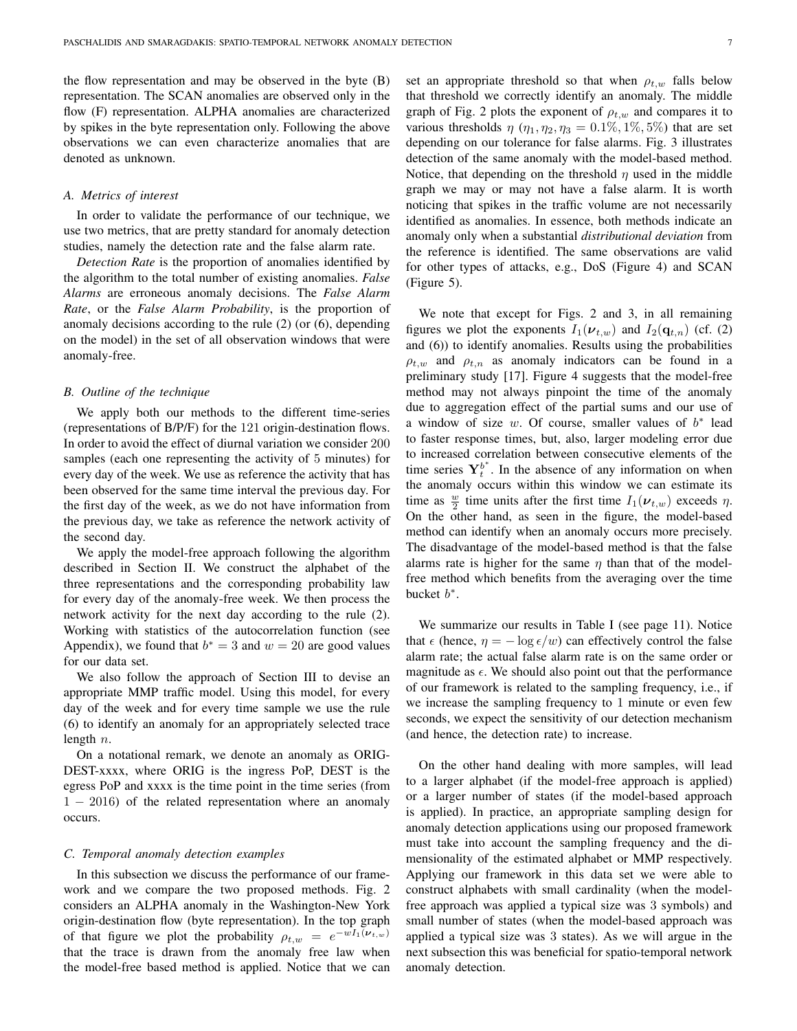the flow representation and may be observed in the byte (B) representation. The SCAN anomalies are observed only in the flow (F) representation. ALPHA anomalies are characterized by spikes in the byte representation only. Following the above observations we can even characterize anomalies that are denoted as unknown.

### A. Metrics of interest

In order to validate the performance of our technique, we use two metrics, that are pretty standard for anomaly detection studies, namely the detection rate and the false alarm rate.

*Detection Rate* is the proportion of anomalies identified by the algorithm to the total number of existing anomalies. *False Alarms* are erroneous anomaly decisions. The *False Alarm Rate*, or the *False Alarm Probability*, is the proportion of anomaly decisions according to the rule (2) (or (6), depending on the model) in the set of all observation windows that were anomaly-free.

### B. Outline of the technique

We apply both our methods to the different time-series (representations of B/P/F) for the 121 origin-destination flows. In order to avoid the effect of diurnal variation we consider 200 samples (each one representing the activity of 5 minutes) for every day of the week. We use as reference the activity that has been observed for the same time interval the previous day. For the first day of the week, as we do not have information from the previous day, we take as reference the network activity of the second day.

We apply the model-free approach following the algorithm described in Section II. We construct the alphabet of the three representations and the corresponding probability law for every day of the anomaly-free week. We then process the network activity for the next day according to the rule (2). Working with statistics of the autocorrelation function (see Appendix), we found that $b^* = 3$ and $w = 20$ are good values for our data set.

We also follow the approach of Section III to devise an appropriate MMP traffic model. Using this model, for every day of the week and for every time sample we use the rule (6) to identify an anomaly for an appropriately selected trace length $n$.

On a notational remark, we denote an anomaly as ORIG-DEST-xxxx, where ORIG is the ingress PoP, DEST is the egress PoP and xxxx is the time point in the time series (from $1 - 2016$) of the related representation where an anomaly occurs.

### C. Temporal anomaly detection examples

In this subsection we discuss the performance of our framework and we compare the two proposed methods. Fig. 2 considers an ALPHA anomaly in the Washington-New York origin-destination flow (byte representation). In the top graph of that figure we plot the probability $\rho_{t,w} = e^{-wI_1(\boldsymbol{\nu}_{t,w})}$ that the trace is drawn from the anomaly free law when the model-free based method is applied. Notice that we can set an appropriate threshold so that when $\rho_{t,w}$ falls below that threshold we correctly identify an anomaly. The middle graph of Fig. 2 plots the exponent of $\rho_{t,w}$ and compares it to various thresholds $\eta$ ($\eta_1, \eta_2, \eta_3 = 0.1\%, 1\%, 5\%$) that are set depending on our tolerance for false alarms. Fig. 3 illustrates detection of the same anomaly with the model-based method. Notice, that depending on the threshold $\eta$ used in the middle graph we may or may not have a false alarm. It is worth noticing that spikes in the traffic volume are not necessarily identified as anomalies. In essence, both methods indicate an anomaly only when a substantial *distributional deviation* from the reference is identified. The same observations are valid for other types of attacks, e.g., DoS (Figure 4) and SCAN (Figure 5).

We note that except for Figs. 2 and 3, in all remaining figures we plot the exponents $I_1(\boldsymbol{\nu}_{t,w})$ and $I_2(\mathbf{q}_{t,n})$ (cf. (2) and (6)) to identify anomalies. Results using the probabilities $\rho_{t,w}$ and $\rho_{t,n}$ as anomaly indicators can be found in a preliminary study [17]. Figure 4 suggests that the model-free method may not always pinpoint the time of the anomaly due to aggregation effect of the partial sums and our use of a window of size $w$. Of course, smaller values of $b^*$ lead to faster response times, but, also, larger modeling error due to increased correlation between consecutive elements of the time series $\mathbf{Y}_t^{b^*}$. In the absence of any information on when the anomaly occurs within this window we can estimate its time as $\frac{w}{2}$ time units after the first time $I_1(\boldsymbol{\nu}_{t,w})$ exceeds $\eta$. On the other hand, as seen in the figure, the model-based method can identify when an anomaly occurs more precisely. The disadvantage of the model-based method is that the false alarms rate is higher for the same $\eta$ than that of the model-free method which benefits from the averaging over the time bucket $b^*$.

We summarize our results in Table I (see page 11). Notice that $\epsilon$ (hence, $\eta = -\log \epsilon / w$) can effectively control the false alarm rate; the actual false alarm rate is on the same order or magnitude as $\epsilon$. We should also point out that the performance of our framework is related to the sampling frequency, i.e., if we increase the sampling frequency to 1 minute or even few seconds, we expect the sensitivity of our detection mechanism (and hence, the detection rate) to increase.

On the other hand dealing with more samples, will lead to a larger alphabet (if the model-free approach is applied) or a larger number of states (if the model-based approach is applied). In practice, an appropriate sampling design for anomaly detection applications using our proposed framework must take into account the sampling frequency and the dimensionality of the estimated alphabet or MMP respectively. Applying our framework in this data set we were able to construct alphabets with small cardinality (when the model-free approach was applied a typical size was 3 symbols) and small number of states (when the model-based approach was applied a typical size was 3 states). As we will argue in the next subsection this was beneficial for spatio-temporal network anomaly detection.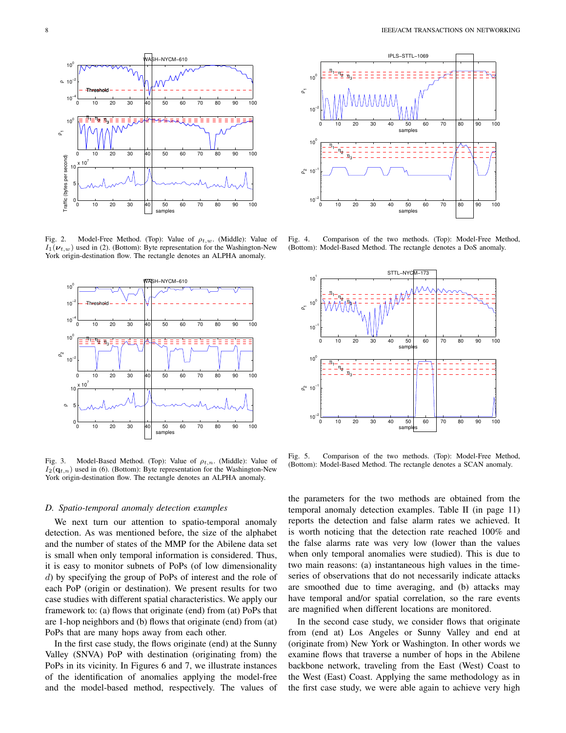Fig. 2. Model-Free Method. (Top): Value of $\rho_{t,w}$. (Middle): Value of $I_1(\boldsymbol{\nu}_{t,w})$ used in (2). (Bottom): Byte representation for the Washington-New York origin-destination flow. The rectangle denotes an ALPHA anomaly.

Fig. 3. Model-Based Method. (Top): Value of $\rho_{t,n}$. (Middle): Value of $I_2(\mathbf{q}_{t,n})$ used in (6). (Bottom): Byte representation for the Washington-New York origin-destination flow. The rectangle denotes an ALPHA anomaly.

Fig. 4. Comparison of the two methods. (Top): Model-Free Method, (Bottom): Model-Based Method. The rectangle denotes a DoS anomaly.

Fig. 5. Comparison of the two methods. (Top): Model-Free Method, (Bottom): Model-Based Method. The rectangle denotes a SCAN anomaly.

### D. Spatio-temporal anomaly detection examples

We next turn our attention to spatio-temporal anomaly detection. As was mentioned before, the size of the alphabet and the number of states of the MMP for the Abilene data set is small when only temporal information is considered. Thus, it is easy to monitor subnets of PoPs (of low dimensionality $d$) by specifying the group of PoPs of interest and the role of each PoP (origin or destination). We present results for two case studies with different spatial characteristics. We apply our framework to: (a) flows that originate (end) from (at) PoPs that are 1-hop neighbors and (b) flows that originate (end) from (at) PoPs that are many hops away from each other.

In the first case study, the flows originate (end) at the Sunny Valley (SNVA) PoP with destination (originating from) the PoPs in its vicinity. In Figures 6 and 7, we illustrate instances of the identification of anomalies applying the model-free and the model-based method, respectively. The values of the parameters for the two methods are obtained from the temporal anomaly detection examples. Table II (in page 11) reports the detection and false alarm rates we achieved. It is worth noticing that the detection rate reached 100% and the false alarms rate was very low (lower than the values when only temporal anomalies were studied). This is due to two main reasons: (a) instantaneous high values in the time-series of observations that do not necessarily indicate attacks are smoothed due to time averaging, and (b) attacks may have temporal and/or spatial correlation, so the rare events are magnified when different locations are monitored.

In the second case study, we consider flows that originate from (end at) Los Angeles or Sunny Valley and end at (originate from) New York or Washington. In other words we examine flows that traverse a number of hops in the Abilene backbone network, traveling from the East (West) Coast to the West (East) Coast. Applying the same methodology as in the first case study, we were able again to achieve very high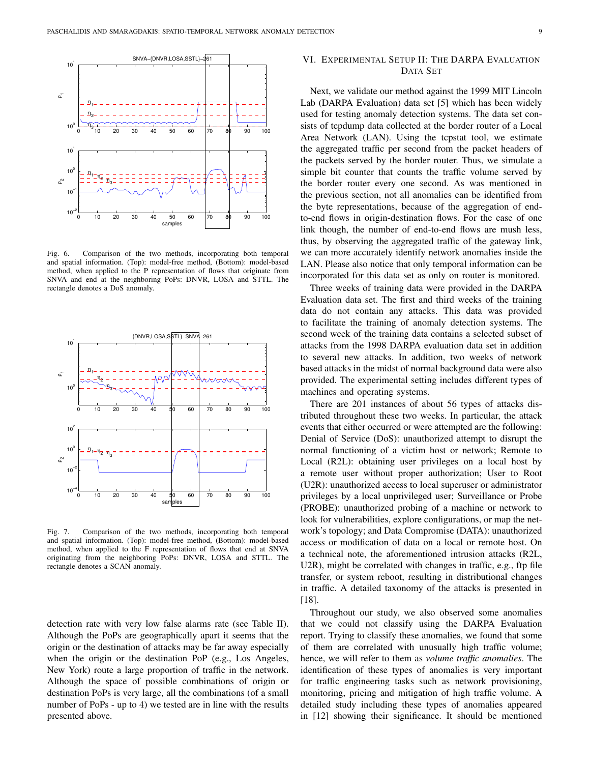Fig. 6. Comparison of the two methods, incorporating both temporal and spatial information. (Top): model-free method, (Bottom): model-based method, when applied to the P representation of flows that originate from SNVA and end at the neighboring PoPs: DNVR, LOSA and STTL. The rectangle denotes a DoS anomaly.

Fig. 7. Comparison of the two methods, incorporating both temporal and spatial information. (Top): model-free method, (Bottom): model-based method, when applied to the F representation of flows that end at SNVA originating from the neighboring PoPs: DNVR, LOSA and STTL. The rectangle denotes a SCAN anomaly.

detection rate with very low false alarms rate (see Table II). Although the PoPs are geographically apart it seems that the origin or the destination of attacks may be far away especially when the origin or the destination PoP (e.g., Los Angeles, New York) route a large proportion of traffic in the network. Although the space of possible combinations of origin or destination PoPs is very large, all the combinations (of a small number of PoPs - up to 4) we tested are in line with the results presented above.

## VI. Experimental Setup II: The DARPA Evaluation Data Set

Next, we validate our method against the 1999 MIT Lincoln Lab (DARPA Evaluation) data set [5] which has been widely used for testing anomaly detection systems. The data set consists of tcpdump data collected at the border router of a Local Area Network (LAN). Using the tcpstat tool, we estimate the aggregated traffic per second from the packet headers of the packets served by the border router. Thus, we simulate a simple bit counter that counts the traffic volume served by the border router every one second. As was mentioned in the previous section, not all anomalies can be identified from the byte representations, because of the aggregation of end-to-end flows in origin-destination flows. For the case of one link though, the number of end-to-end flows are mush less, thus, by observing the aggregated traffic of the gateway link, we can more accurately identify network anomalies inside the LAN. Please also notice that only temporal information can be incorporated for this data set as only on router is monitored.

Three weeks of training data were provided in the DARPA Evaluation data set. The first and third weeks of the training data do not contain any attacks. This data was provided to facilitate the training of anomaly detection systems. The second week of the training data contains a selected subset of attacks from the 1998 DARPA evaluation data set in addition to several new attacks. In addition, two weeks of network based attacks in the midst of normal background data were also provided. The experimental setting includes different types of machines and operating systems.

There are 201 instances of about 56 types of attacks distributed throughout these two weeks. In particular, the attack events that either occurred or were attempted are the following: Denial of Service (DoS): unauthorized attempt to disrupt the normal functioning of a victim host or network; Remote to Local (R2L): obtaining user privileges on a local host by a remote user without proper authorization; User to Root (U2R): unauthorized access to local superuser or administrator privileges by a local unprivileged user; Surveillance or Probe (PROBE): unauthorized probing of a machine or network to look for vulnerabilities, explore configurations, or map the network's topology; and Data Compromise (DATA): unauthorized access or modification of data on a local or remote host. On a technical note, the aforementioned intrusion attacks (R2L, U2R), might be correlated with changes in traffic, e.g., ftp file transfer, or system reboot, resulting in distributional changes in traffic. A detailed taxonomy of the attacks is presented in [18].

Throughout our study, we also observed some anomalies that we could not classify using the DARPA Evaluation report. Trying to classify these anomalies, we found that some of them are correlated with unusually high traffic volume; hence, we will refer to them as *volume traffic anomalies*. The identification of these types of anomalies is very important for traffic engineering tasks such as network provisioning, monitoring, pricing and mitigation of high traffic volume. A detailed study including these types of anomalies appeared in [12] showing their significance. It should be mentioned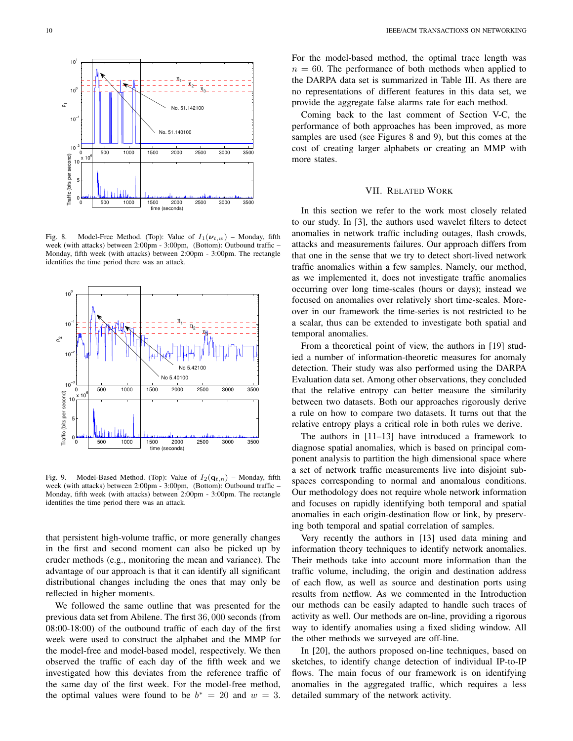Fig. 8. Model-Free Method. (Top): Value of $I_1(\boldsymbol{\nu}_{t,w})$ – Monday, fifth week (with attacks) between 2:00pm - 3:00pm, (Bottom): Outbound traffic – Monday, fifth week (with attacks) between 2:00pm - 3:00pm. The rectangle identifies the time period there was an attack.

Fig. 9. Model-Based Method. (Top): Value of $I_2(\mathbf{q}_{t,n})$ – Monday, fifth week (with attacks) between 2:00pm - 3:00pm, (Bottom): Outbound traffic – Monday, fifth week (with attacks) between 2:00pm - 3:00pm. The rectangle identifies the time period there was an attack.

that persistent high-volume traffic, or more generally changes in the first and second moment can also be picked up by cruder methods (e.g., monitoring the mean and variance). The advantage of our approach is that it can identify all significant distributional changes including the ones that may only be reflected in higher moments.

We followed the same outline that was presented for the previous data set from Abilene. The first $36,000$ seconds (from 08:00-18:00) of the outbound traffic of each day of the first week were used to construct the alphabet and the MMP for the model-free and model-based model, respectively. We then observed the traffic of each day of the fifth week and we investigated how this deviates from the reference traffic of the same day of the first week. For the model-free method, the optimal values were found to be $b^* = 20$ and $w = 3$. For the model-based method, the optimal trace length was $n = 60$. The performance of both methods when applied to the DARPA data set is summarized in Table III. As there are no representations of different features in this data set, we provide the aggregate false alarms rate for each method.

Coming back to the last comment of Section V-C, the performance of both approaches has been improved, as more samples are used (see Figures 8 and 9), but this comes at the cost of creating larger alphabets or creating an MMP with more states.

## VII. Related Work

In this section we refer to the work most closely related to our study. In [3], the authors used wavelet filters to detect anomalies in network traffic including outages, flash crowds, attacks and measurements failures. Our approach differs from that one in the sense that we try to detect short-lived network traffic anomalies within a few samples. Namely, our method, as we implemented it, does not investigate traffic anomalies occurring over long time-scales (hours or days); instead we focused on anomalies over relatively short time-scales. Moreover in our framework the time-series is not restricted to be a scalar, thus can be extended to investigate both spatial and temporal anomalies.

From a theoretical point of view, the authors in [19] studied a number of information-theoretic measures for anomaly detection. Their study was also performed using the DARPA Evaluation data set. Among other observations, they concluded that the relative entropy can better measure the similarity between two datasets. Both our approaches rigorously derive a rule on how to compare two datasets. It turns out that the relative entropy plays a critical role in both rules we derive.

The authors in [11–13] have introduced a framework to diagnose spatial anomalies, which is based on principal component analysis to partition the high dimensional space where a set of network traffic measurements live into disjoint subspaces corresponding to normal and anomalous conditions. Our methodology does not require whole network information and focuses on rapidly identifying both temporal and spatial anomalies in each origin-destination flow or link, by preserving both temporal and spatial correlation of samples.

Very recently the authors in [13] used data mining and information theory techniques to identify network anomalies. Their methods take into account more information than the traffic volume, including, the origin and destination address of each flow, as well as source and destination ports using results from netflow. As we commented in the Introduction our methods can be easily adapted to handle such traces of activity as well. Our methods are on-line, providing a rigorous way to identify anomalies using a fixed sliding window. All the other methods we surveyed are off-line.

In [20], the authors proposed on-line techniques, based on sketches, to identify change detection of individual IP-to-IP flows. The main focus of our framework is on identifying anomalies in the aggregated traffic, which requires a less detailed summary of the network activity.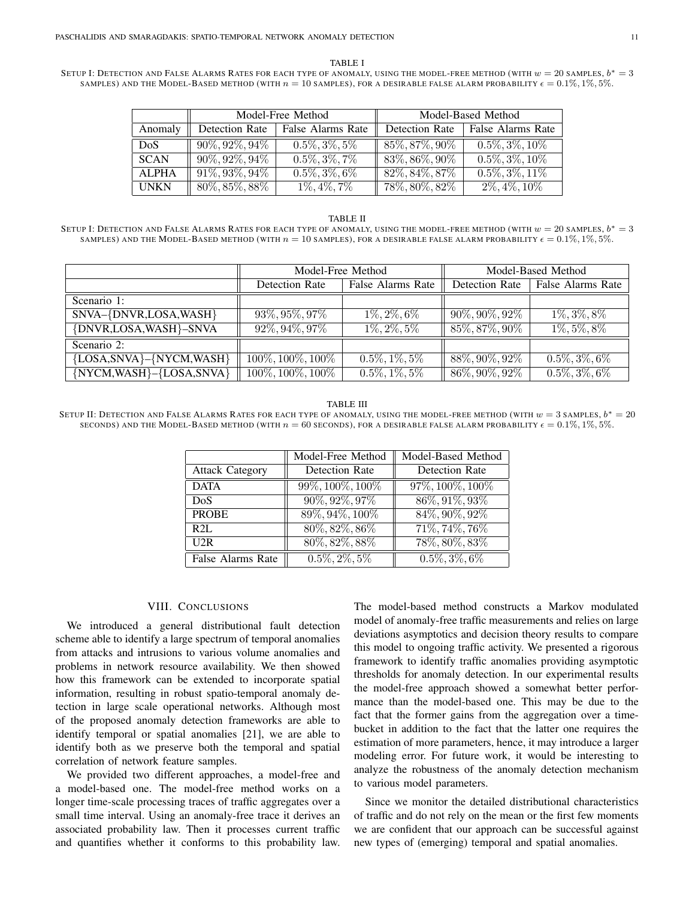TABLE I

SETUP I: DETECTION AND FALSE ALARMS RATES FOR EACH TYPE OF ANOMALY, USING THE MODEL-FREE METHOD (WITH $w = 20$ SAMPLES, $b^* = 3$ SAMPLES) AND THE MODEL-BASED METHOD (WITH $n = 10$ SAMPLES), FOR A DESIRABLE FALSE ALARM PROBABILITY $\epsilon = 0.1\%, 1\%, 5\%$.

| | Model-Free Method | | Model-Based Method | |
|---|---|---|---|---|
| Anomaly | Detection Rate | False Alarms Rate | Detection Rate | False Alarms Rate |
| DoS | $90\%, 92\%, 94\%$ | $0.5\%, 3\%, 5\%$ | $85\%, 87\%, 90\%$ | $0.5\%, 3\%, 10\%$ |
| SCAN | $90\%, 92\%, 94\%$ | $0.5\%, 3\%, 7\%$ | $83\%, 86\%, 90\%$ | $0.5\%, 3\%, 10\%$ |
| ALPHA | $91\%, 93\%, 94\%$ | $0.5\%, 3\%, 6\%$ | $82\%, 84\%, 87\%$ | $0.5\%, 3\%, 11\%$ |
| UNKN | $80\%, 85\%, 88\%$ | $1\%, 4\%, 7\%$ | $78\%, 80\%, 82\%$ | $2\%, 4\%, 10\%$ |

TABLE II

SETUP I: DETECTION AND FALSE ALARMS RATES FOR EACH TYPE OF ANOMALY, USING THE MODEL-FREE METHOD (WITH $w = 20$ SAMPLES, $b^* = 3$ SAMPLES) AND THE MODEL-BASED METHOD (WITH $n = 10$ SAMPLES), FOR A DESIRABLE FALSE ALARM PROBABILITY $\epsilon = 0.1\%, 1\%, 5\%$.

| | Model-Free Method | | Model-Based Method | |
|---|---|---|---|---|
| | Detection Rate | False Alarms Rate | Detection Rate | False Alarms Rate |
| Scenario 1: | | | | |
| SNVA–{DNVR,LOSA,WASH} | $93\%, 95\%, 97\%$ | $1\%, 2\%, 6\%$ | $90\%, 90\%, 92\%$ | $1\%, 3\%, 8\%$ |
| {DNVR,LOSA,WASH}–SNVA | $92\%, 94\%, 97\%$ | $1\%, 2\%, 5\%$ | $85\%, 87\%, 90\%$ | $1\%, 5\%, 8\%$ |
| Scenario 2: | | | | |
| {LOSA,SNVA}–{NYCM,WASH} | $100\%, 100\%, 100\%$ | $0.5\%, 1\%, 5\%$ | $88\%, 90\%, 92\%$ | $0.5\%, 3\%, 6\%$ |
| {NYCM,WASH}–{LOSA,SNVA} | $100\%, 100\%, 100\%$ | $0.5\%, 1\%, 5\%$ | $86\%, 90\%, 92\%$ | $0.5\%, 3\%, 6\%$ |

TABLE III

SETUP II: DETECTION AND FALSE ALARMS RATES FOR EACH TYPE OF ANOMALY, USING THE MODEL-FREE METHOD (WITH $w = 3$ SAMPLES, $b^* = 20$ SECONDS) AND THE MODEL-BASED METHOD (WITH $n = 60$ SECONDS), FOR A DESIRABLE FALSE ALARM PROBABILITY $\epsilon = 0.1\%, 1\%, 5\%$.

| | Model-Free Method | Model-Based Method |
|---|---|---|
| Attack Category | Detection Rate | Detection Rate |
| DATA | $99\%, 100\%, 100\%$ | $97\%, 100\%, 100\%$ |
| DoS | $90\%, 92\%, 97\%$ | $86\%, 91\%, 93\%$ |
| PROBE | $89\%, 94\%, 100\%$ | $84\%, 90\%, 92\%$ |
| R2L | $80\%, 82\%, 86\%$ | $71\%, 74\%, 76\%$ |
| U2R | $80\%, 82\%, 88\%$ | $78\%, 80\%, 83\%$ |
| False Alarms Rate | $0.5\%, 2\%, 5\%$ | $0.5\%, 3\%, 6\%$ |

## VIII. CONCLUSIONS

We introduced a general distributional fault detection scheme able to identify a large spectrum of temporal anomalies from attacks and intrusions to various volume anomalies and problems in network resource availability. We then showed how this framework can be extended to incorporate spatial information, resulting in robust spatio-temporal anomaly detection in large scale operational networks. Although most of the proposed anomaly detection frameworks are able to identify temporal or spatial anomalies [21], we are able to identify both as we preserve both the temporal and spatial correlation of network feature samples.

We provided two different approaches, a model-free and a model-based one. The model-free method works on a longer time-scale processing traces of traffic aggregates over a small time interval. Using an anomaly-free trace it derives an associated probability law. Then it processes current traffic and quantifies whether it conforms to this probability law. The model-based method constructs a Markov modulated model of anomaly-free traffic measurements and relies on large deviations asymptotics and decision theory results to compare this model to ongoing traffic activity. We presented a rigorous framework to identify traffic anomalies providing asymptotic thresholds for anomaly detection. In our experimental results the model-free approach showed a somewhat better performance than the model-based one. This may be due to the fact that the former gains from the aggregation over a time-bucket in addition to the fact that the latter one requires the estimation of more parameters, hence, it may introduce a larger modeling error. For future work, it would be interesting to analyze the robustness of the anomaly detection mechanism to various model parameters.

Since we monitor the detailed distributional characteristics of traffic and do not rely on the mean or the first few moments we are confident that our approach can be successful against new types of (emerging) temporal and spatial anomalies.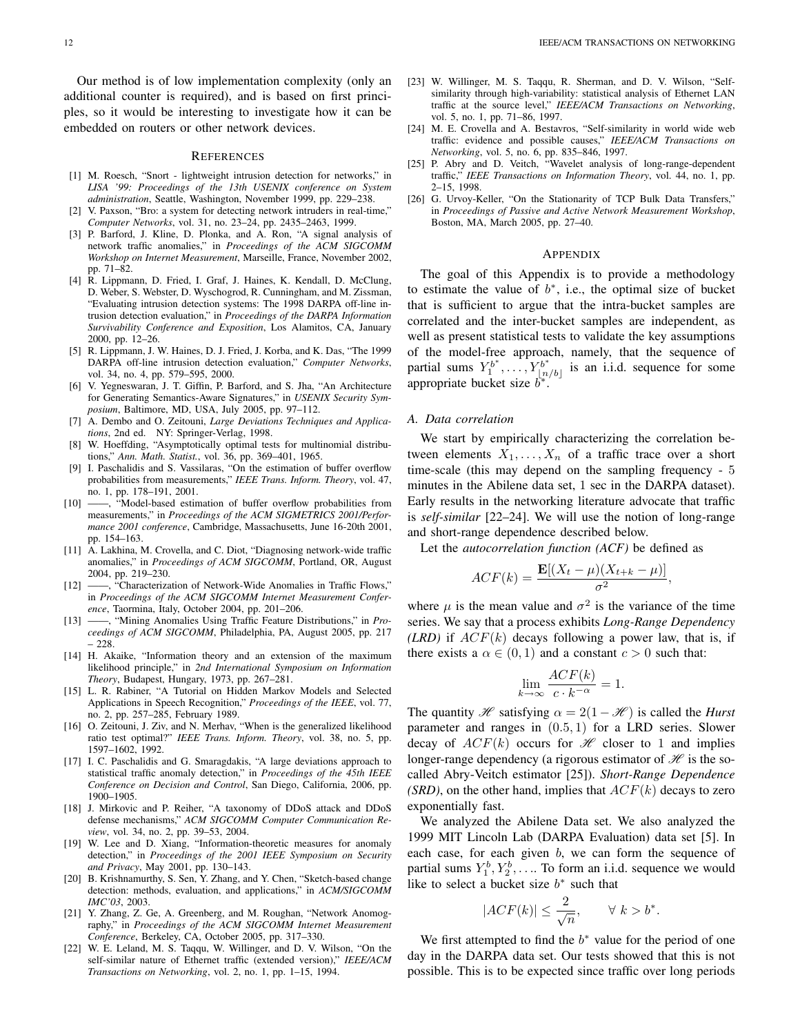Our method is of low implementation complexity (only an additional counter is required), and is based on first principles, so it would be interesting to investigate how it can be embedded on routers or other network devices.

## References

[1] M. Roesch, "Snort - lightweight intrusion detection for networks," in *LISA '99: Proceedings of the 13th USENIX conference on System administration*, Seattle, Washington, November 1999, pp. 229–238.

[2] V. Paxson, "Bro: a system for detecting network intruders in real-time," *Computer Networks*, vol. 31, no. 23–24, pp. 2435–2463, 1999.

[3] P. Barford, J. Kline, D. Plonka, and A. Ron, "A signal analysis of network traffic anomalies," in *Proceedings of the ACM SIGCOMM Workshop on Internet Measurement*, Marseille, France, November 2002, pp. 71–82.

[4] R. Lippmann, D. Fried, I. Graf, J. Haines, K. Kendall, D. McClung, D. Weber, S. Webster, D. Wyschogrod, R. Cunningham, and M. Zissman, "Evaluating intrusion detection systems: The 1998 DARPA off-line intrusion detection evaluation," in *Proceedings of the DARPA Information Survivability Conference and Exposition*, Los Alamitos, CA, January 2000, pp. 12–26.

[5] R. Lippmann, J. W. Haines, D. J. Fried, J. Korba, and K. Das, "The 1999 DARPA off-line intrusion detection evaluation," *Computer Networks*, vol. 34, no. 4, pp. 579–595, 2000.

[6] V. Yegneswaran, J. T. Giffin, P. Barford, and S. Jha, "An Architecture for Generating Semantics-Aware Signatures," in *USENIX Security Symposium*, Baltimore, MD, USA, July 2005, pp. 97–112.

[7] A. Dembo and O. Zeitouni, *Large Deviations Techniques and Applications*, 2nd ed. NY: Springer-Verlag, 1998.

[8] W. Hoeffding, "Asymptotically optimal tests for multinomial distributions," *Ann. Math. Statist.*, vol. 36, pp. 369–401, 1965.

[9] I. Paschalidis and S. Vassilaras, "On the estimation of buffer overflow probabilities from measurements," *IEEE Trans. Inform. Theory*, vol. 47, no. 1, pp. 178–191, 2001.

[10] ——, "Model-based estimation of buffer overflow probabilities from measurements," in *Proceedings of the ACM SIGMETRICS 2001/Performance 2001 conference*, Cambridge, Massachusetts, June 16-20th 2001, pp. 154–163.

[11] A. Lakhina, M. Crovella, and C. Diot, "Diagnosing network-wide traffic anomalies," in *Proceedings of ACM SIGCOMM*, Portland, OR, August 2004, pp. 219–230.

[12] ——, "Characterization of Network-Wide Anomalies in Traffic Flows," in *Proceedings of the ACM SIGCOMM Internet Measurement Conference*, Taormina, Italy, October 2004, pp. 201–206.

[13] ——, "Mining Anomalies Using Traffic Feature Distributions," in *Proceedings of ACM SIGCOMM*, Philadelphia, PA, August 2005, pp. 217 – 228.

[14] H. Akaike, "Information theory and an extension of the maximum likelihood principle," in *2nd International Symposium on Information Theory*, Budapest, Hungary, 1973, pp. 267–281.

[15] L. R. Rabiner, "A Tutorial on Hidden Markov Models and Selected Applications in Speech Recognition," *Proceedings of the IEEE*, vol. 77, no. 2, pp. 257–285, February 1989.

[16] O. Zeitouni, J. Ziv, and N. Merhav, "When is the generalized likelihood ratio test optimal?" *IEEE Trans. Inform. Theory*, vol. 38, no. 5, pp. 1597–1602, 1992.

[17] I. C. Paschalidis and G. Smaragdakis, "A large deviations approach to statistical traffic anomaly detection," in *Proceedings of the 45th IEEE Conference on Decision and Control*, San Diego, California, 2006, pp. 1900–1905.

[18] J. Mirkovic and P. Reiher, "A taxonomy of DDoS attack and DDoS defense mechanisms," *ACM SIGCOMM Computer Communication Review*, vol. 34, no. 2, pp. 39–53, 2004.

[19] W. Lee and D. Xiang, "Information-theoretic measures for anomaly detection," in *Proceedings of the 2001 IEEE Symposium on Security and Privacy*, May 2001, pp. 130–143.

[20] B. Krishnamurthy, S. Sen, Y. Zhang, and Y. Chen, "Sketch-based change detection: methods, evaluation, and applications," in *ACM/SIGCOMM IMC'03*, 2003.

[21] Y. Zhang, Z. Ge, A. Greenberg, and M. Roughan, "Network Anomography," in *Proceedings of the ACM SIGCOMM Internet Measurement Conference*, Berkeley, CA, October 2005, pp. 317–330.

[22] W. E. Leland, M. S. Taqqu, W. Willinger, and D. V. Wilson, "On the self-similar nature of Ethernet traffic (extended version)," *IEEE/ACM Transactions on Networking*, vol. 2, no. 1, pp. 1–15, 1994.

[23] W. Willinger, M. S. Taqqu, R. Sherman, and D. V. Wilson, "Self-similarity through high-variability: statistical analysis of Ethernet LAN traffic at the source level," *IEEE/ACM Transactions on Networking*, vol. 5, no. 1, pp. 71–86, 1997.

[24] M. E. Crovella and A. Bestavros, "Self-similarity in world wide web traffic: evidence and possible causes," *IEEE/ACM Transactions on Networking*, vol. 5, no. 6, pp. 835–846, 1997.

[25] P. Abry and D. Veitch, "Wavelet analysis of long-range-dependent traffic," *IEEE Transactions on Information Theory*, vol. 44, no. 1, pp. 2–15, 1998.

[26] G. Urvoy-Keller, "On the Stationarity of TCP Bulk Data Transfers," in *Proceedings of Passive and Active Network Measurement Workshop*, Boston, MA, March 2005, pp. 27–40.

## Appendix

The goal of this Appendix is to provide a methodology to estimate the value of $b^*$, i.e., the optimal size of bucket that is sufficient to argue that the intra-bucket samples are correlated and the inter-bucket samples are independent, as well as present statistical tests to validate the key assumptions of the model-free approach, namely, that the sequence of partial sums $Y_1^{b^*}, \ldots, Y_{\lfloor n/b \rfloor}^{b^*}$ is an i.i.d. sequence for some appropriate bucket size $b^*$.

### A. Data correlation

We start by empirically characterizing the correlation between elements $X_1, \ldots, X_n$ of a traffic trace over a short time-scale (this may depend on the sampling frequency - 5 minutes in the Abilene data set, 1 sec in the DARPA dataset). Early results in the networking literature advocate that traffic is *self-similar* [22–24]. We will use the notion of long-range and short-range dependence described below.

Let the *autocorrelation function (ACF)* be defined as

$$ACF(k) = \frac{\mathbf{E}[(X_t - \mu)(X_{t+k} - \mu)]}{\sigma^2},$$

where $\mu$ is the mean value and $\sigma^2$ is the variance of the time series. We say that a process exhibits *Long-Range Dependency (LRD)* if $ACF(k)$ decays following a power law, that is, if there exists a $\alpha \in (0, 1)$ and a constant $c > 0$ such that:

$$\lim_{k \to \infty} \frac{ACF(k)}{c \cdot k^{-\alpha}} = 1.$$

The quantity $\mathscr{H}$ satisfying $\alpha = 2(1 - \mathscr{H})$ is called the *Hurst* parameter and ranges in $(0.5, 1)$ for a LRD series. Slower decay of $ACF(k)$ occurs for $\mathscr{H}$ closer to 1 and implies longer-range dependency (a rigorous estimator of $\mathscr{H}$ is the so-called Abry-Veitch estimator [25]). *Short-Range Dependence (SRD)*, on the other hand, implies that $ACF(k)$ decays to zero exponentially fast.

We analyzed the Abilene Data set. We also analyzed the 1999 MIT Lincoln Lab (DARPA Evaluation) data set [5]. In each case, for each given $b$, we can form the sequence of partial sums $Y_1^b, Y_2^b, \ldots$. To form an i.i.d. sequence we would like to select a bucket size $b^*$ such that

$$|ACF(k)| \leq \frac{2}{\sqrt{n}}, \qquad \forall\ k > b^*.$$

We first attempted to find the $b^*$ value for the period of one day in the DARPA data set. Our tests showed that this is not possible. This is to be expected since traffic over long periods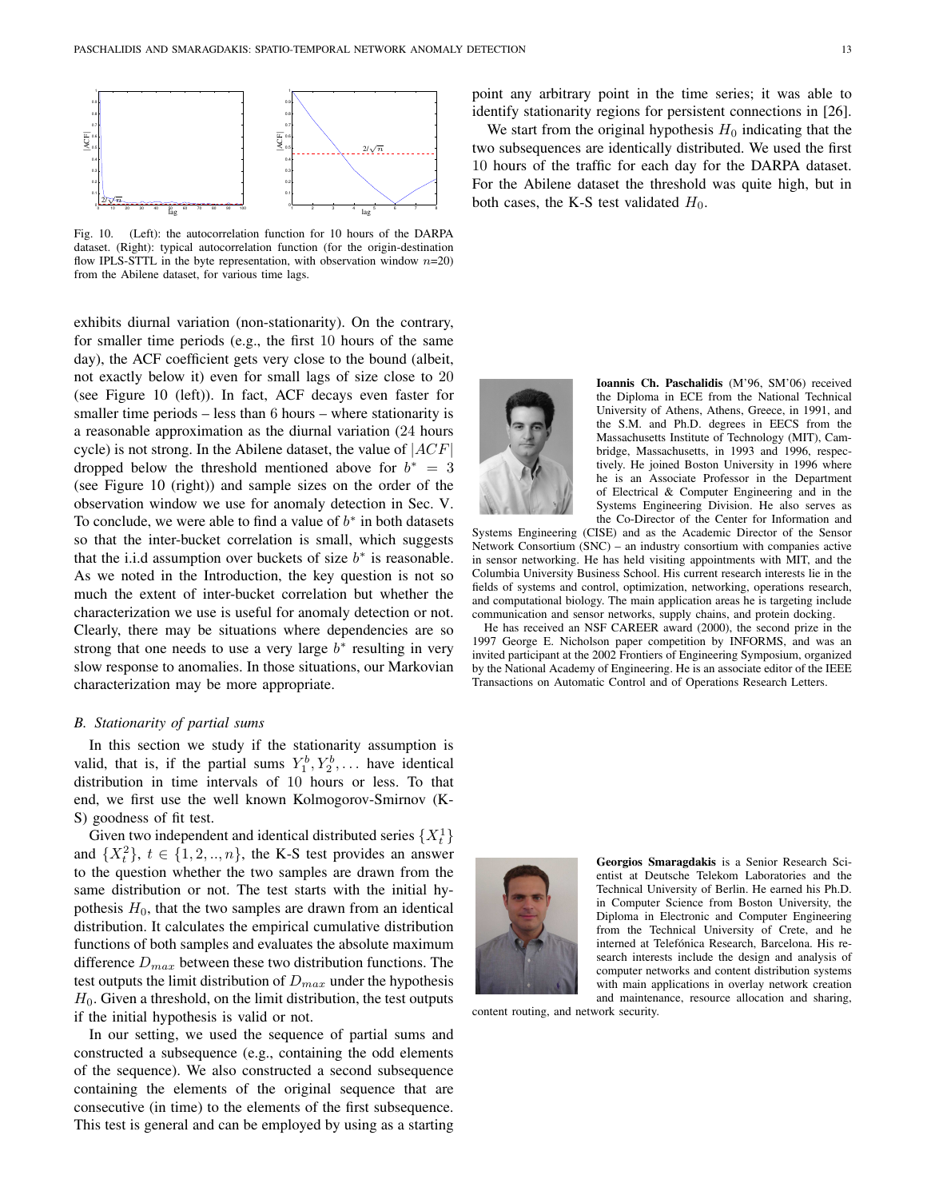|ACF|

$2/\sqrt{n}$

lag

|ACF|

$2/\sqrt{n}$

lag

Fig. 10. (Left): the autocorrelation function for 10 hours of the DARPA dataset. (Right): typical autocorrelation function (for the origin-destination flow IPLS-STTL in the byte representation, with observation window $n$=20) from the Abilene dataset, for various time lags.

exhibits diurnal variation (non-stationarity). On the contrary, for smaller time periods (e.g., the first 10 hours of the same day), the ACF coefficient gets very close to the bound (albeit, not exactly below it) even for small lags of size close to 20 (see Figure 10 (left)). In fact, ACF decays even faster for smaller time periods – less than 6 hours – where stationarity is a reasonable approximation as the diurnal variation (24 hours cycle) is not strong. In the Abilene dataset, the value of $|ACF|$ dropped below the threshold mentioned above for $b^* = 3$ (see Figure 10 (right)) and sample sizes on the order of the observation window we use for anomaly detection in Sec. V. To conclude, we were able to find a value of $b^*$ in both datasets so that the inter-bucket correlation is small, which suggests that the i.i.d assumption over buckets of size $b^*$ is reasonable. As we noted in the Introduction, the key question is not so much the extent of inter-bucket correlation but whether the characterization we use is useful for anomaly detection or not. Clearly, there may be situations where dependencies are so strong that one needs to use a very large $b^*$ resulting in very slow response to anomalies. In those situations, our Markovian characterization may be more appropriate.

### B. Stationarity of partial sums

In this section we study if the stationarity assumption is valid, that is, if the partial sums $Y_1^b, Y_2^b, \ldots$ have identical distribution in time intervals of 10 hours or less. To that end, we first use the well known Kolmogorov-Smirnov (K-S) goodness of fit test.

Given two independent and identical distributed series $\{X_t^1\}$ and $\{X_t^2\}$, $t \in \{1, 2, .., n\}$, the K-S test provides an answer to the question whether the two samples are drawn from the same distribution or not. The test starts with the initial hypothesis $H_0$, that the two samples are drawn from an identical distribution. It calculates the empirical cumulative distribution functions of both samples and evaluates the absolute maximum difference $D_{max}$ between these two distribution functions. The test outputs the limit distribution of $D_{max}$ under the hypothesis $H_0$. Given a threshold, on the limit distribution, the test outputs if the initial hypothesis is valid or not.

In our setting, we used the sequence of partial sums and constructed a subsequence (e.g., containing the odd elements of the sequence). We also constructed a second subsequence containing the elements of the original sequence that are consecutive (in time) to the elements of the first subsequence. This test is general and can be employed by using as a starting point any arbitrary point in the time series; it was able to identify stationarity regions for persistent connections in [26].

We start from the original hypothesis $H_0$ indicating that the two subsequences are identically distributed. We used the first 10 hours of the traffic for each day for the DARPA dataset. For the Abilene dataset the threshold was quite high, but in both cases, the K-S test validated $H_0$.

**Ioannis Ch. Paschalidis** (M'96, SM'06) received the Diploma in ECE from the National Technical University of Athens, Athens, Greece, in 1991, and the S.M. and Ph.D. degrees in EECS from the Massachusetts Institute of Technology (MIT), Cambridge, Massachusetts, in 1993 and 1996, respectively. He joined Boston University in 1996 where he is an Associate Professor in the Department of Electrical & Computer Engineering and in the Systems Engineering Division. He also serves as the Co-Director of the Center for Information and Systems Engineering (CISE) and as the Academic Director of the Sensor Network Consortium (SNC) – an industry consortium with companies active in sensor networking. He has held visiting appointments with MIT, and the Columbia University Business School. His current research interests lie in the fields of systems and control, optimization, networking, operations research, and computational biology. The main application areas he is targeting include communication and sensor networks, supply chains, and protein docking.

He has received an NSF CAREER award (2000), the second prize in the 1997 George E. Nicholson paper competition by INFORMS, and was an invited participant at the 2002 Frontiers of Engineering Symposium, organized by the National Academy of Engineering. He is an associate editor of the IEEE Transactions on Automatic Control and of Operations Research Letters.

**Georgios Smaragdakis** is a Senior Research Scientist at Deutsche Telekom Laboratories and the Technical University of Berlin. He earned his Ph.D. in Computer Science from Boston University, the Diploma in Electronic and Computer Engineering from the Technical University of Crete, and he interned at Telefónica Research, Barcelona. His research interests include the design and analysis of computer networks and content distribution systems with main applications in overlay network creation and maintenance, resource allocation and sharing, content routing, and network security.